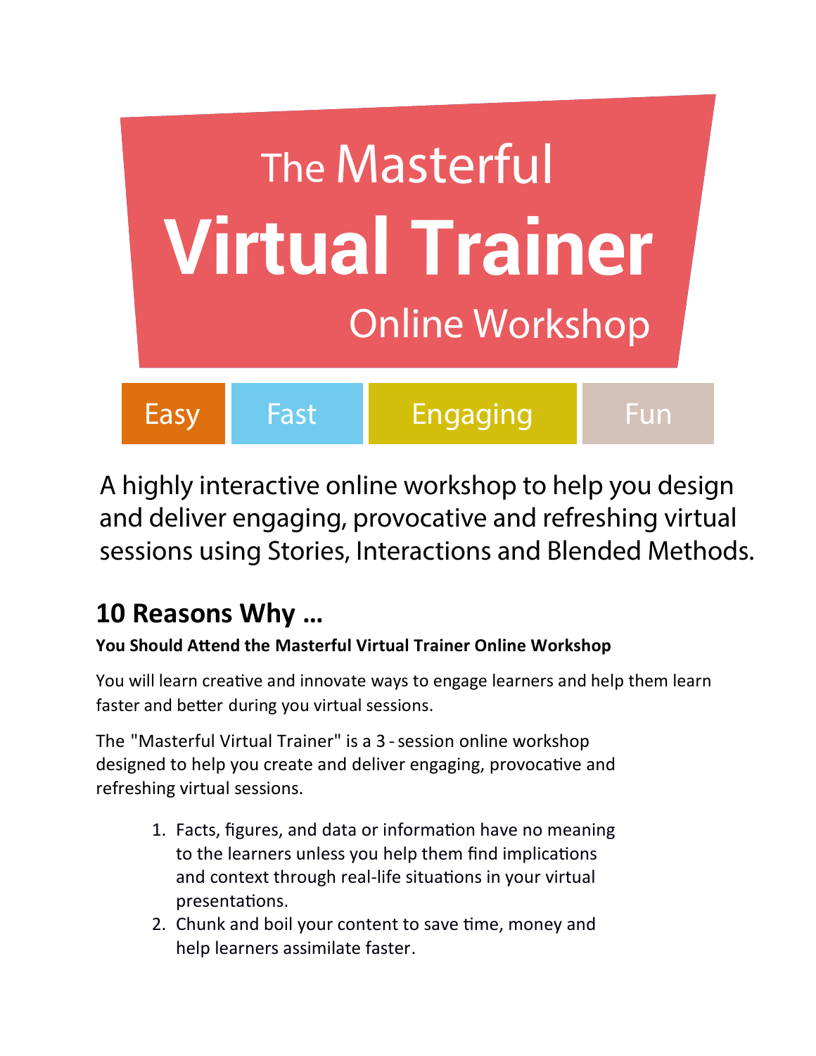# The Masterful Virtual Trainer Online Workshop

Easy | Fast | Engaging | Fun

A highly interactive online workshop to help you design and deliver engaging, provocative and refreshing virtual sessions using Stories, Interactions and Blended Methods.

## 10 Reasons Why …

**You Should Attend the Masterful Virtual Trainer Online Workshop**

You will learn creative and innovate ways to engage learners and help them learn faster and better during you virtual sessions.

The "Masterful Virtual Trainer" is a 3 - session online workshop designed to help you create and deliver engaging, provocative and refreshing virtual sessions.

1. Facts, figures, and data or information have no meaning to the learners unless you help them find implications and context through real-life situations in your virtual presentations.
2. Chunk and boil your content to save time, money and help learners assimilate faster.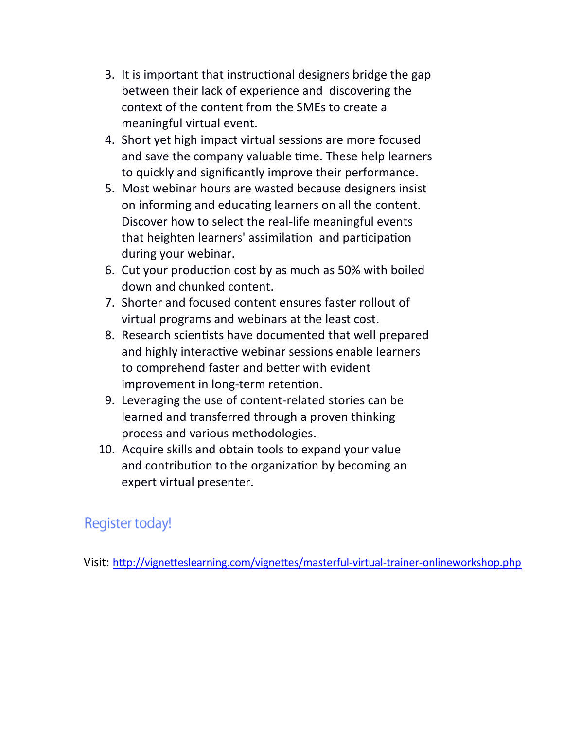3. It is important that instructional designers bridge the gap between their lack of experience and discovering the context of the content from the SMEs to create a meaningful virtual event.
4. Short yet high impact virtual sessions are more focused and save the company valuable time. These help learners to quickly and significantly improve their performance.
5. Most webinar hours are wasted because designers insist on informing and educating learners on all the content. Discover how to select the real-life meaningful events that heighten learners' assimilation and participation during your webinar.
6. Cut your production cost by as much as 50% with boiled down and chunked content.
7. Shorter and focused content ensures faster rollout of virtual programs and webinars at the least cost.
8. Research scientists have documented that well prepared and highly interactive webinar sessions enable learners to comprehend faster and better with evident improvement in long-term retention.
9. Leveraging the use of content-related stories can be learned and transferred through a proven thinking process and various methodologies.
10. Acquire skills and obtain tools to expand your value and contribution to the organization by becoming an expert virtual presenter.

## Register today!

Visit: http://vignetteslearning.com/vignettes/masterful-virtual-trainer-onlineworkshop.php